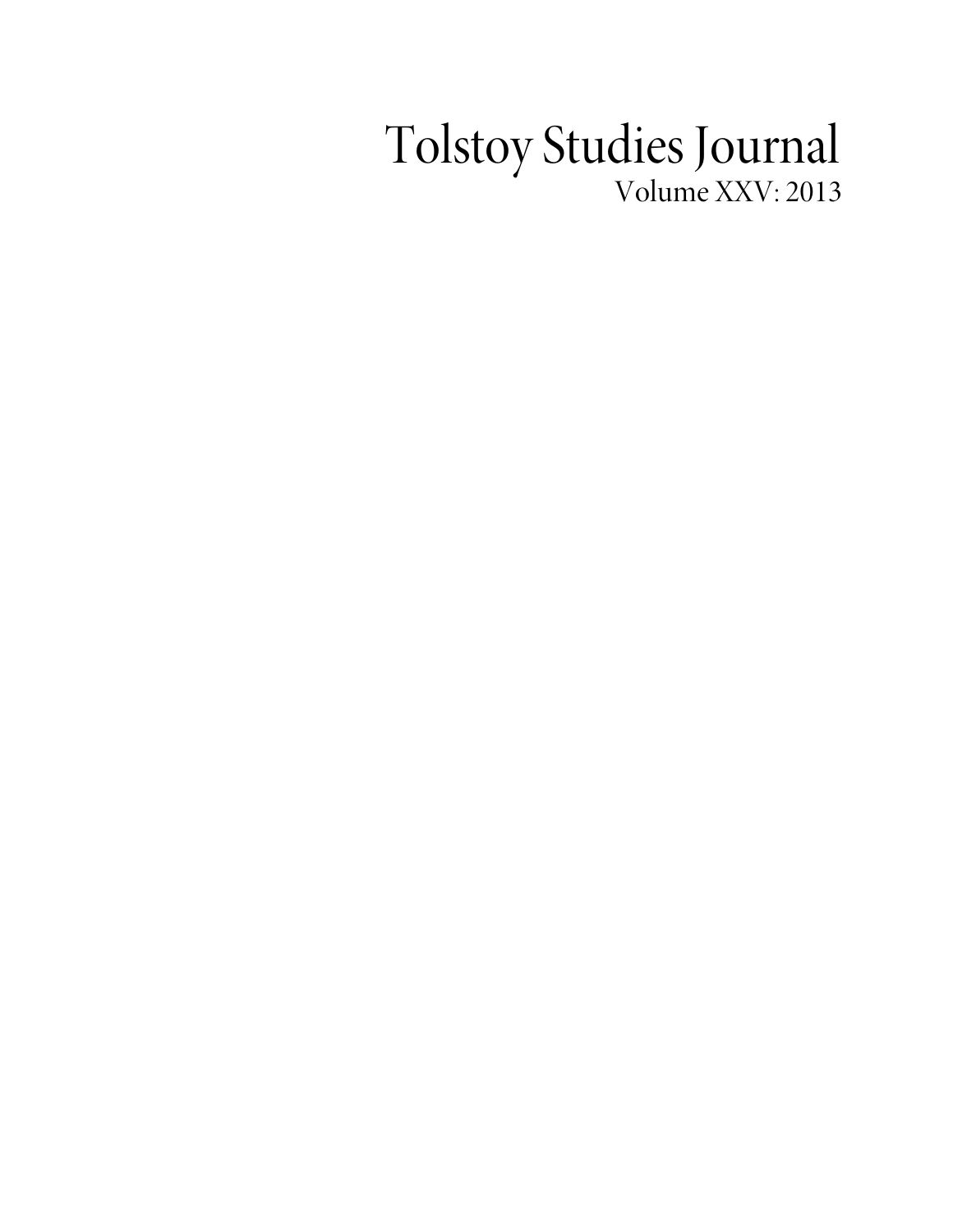# Tolstoy Studies Journal

Volume XXV: 2013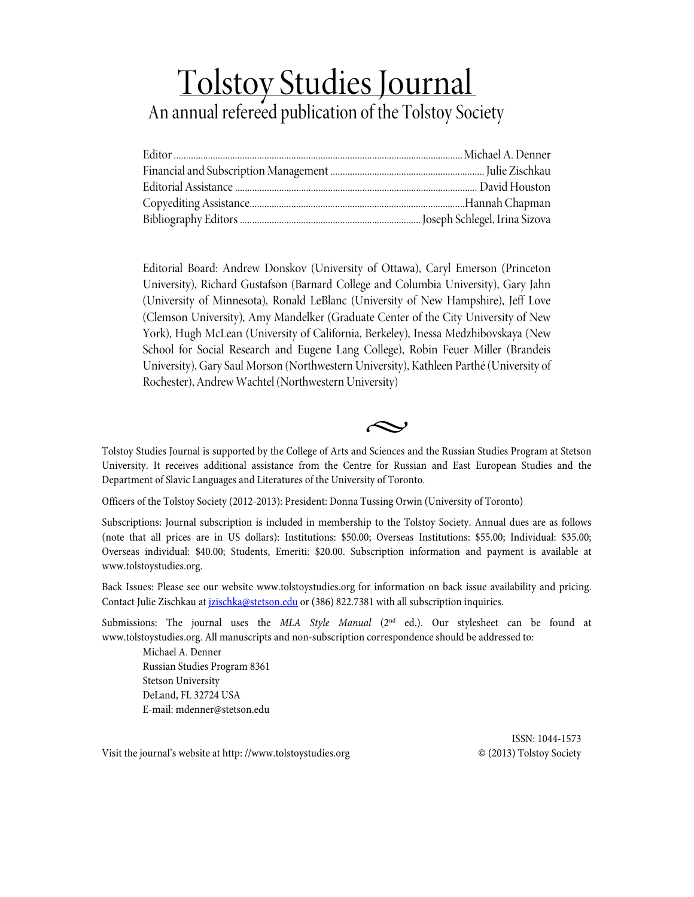# Tolstoy Studies Journal

## An annual refereed publication of the Tolstoy Society

Editor ........ Michael A. Denner
Financial and Subscription Management ........ Julie Zischkau
Editorial Assistance ........ David Houston
Copyediting Assistance........ Hannah Chapman
Bibliography Editors ........ Joseph Schlegel, Irina Sizova

Editorial Board: Andrew Donskov (University of Ottawa), Caryl Emerson (Princeton University), Richard Gustafson (Barnard College and Columbia University), Gary Jahn (University of Minnesota), Ronald LeBlanc (University of New Hampshire), Jeff Love (Clemson University), Amy Mandelker (Graduate Center of the City University of New York), Hugh McLean (University of California, Berkeley), Inessa Medzhibovskaya (New School for Social Research and Eugene Lang College), Robin Feuer Miller (Brandeis University), Gary Saul Morson (Northwestern University), Kathleen Parthé (University of Rochester), Andrew Wachtel (Northwestern University)

Tolstoy Studies Journal is supported by the College of Arts and Sciences and the Russian Studies Program at Stetson University. It receives additional assistance from the Centre for Russian and East European Studies and the Department of Slavic Languages and Literatures of the University of Toronto.

Officers of the Tolstoy Society (2012-2013): President: Donna Tussing Orwin (University of Toronto)

Subscriptions: Journal subscription is included in membership to the Tolstoy Society. Annual dues are as follows (note that all prices are in US dollars): Institutions: $50.00; Overseas Institutions: $55.00; Individual: $35.00; Overseas individual: $40.00; Students, Emeriti: $20.00. Subscription information and payment is available at www.tolstoystudies.org.

Back Issues: Please see our website www.tolstoystudies.org for information on back issue availability and pricing. Contact Julie Zischkau at jzischka@stetson.edu or (386) 822.7381 with all subscription inquiries.

Submissions: The journal uses the *MLA Style Manual* (2nd ed.). Our stylesheet can be found at www.tolstoystudies.org. All manuscripts and non-subscription correspondence should be addressed to:

Michael A. Denner
Russian Studies Program 8361
Stetson University
DeLand, FL 32724 USA
E-mail: mdenner@stetson.edu

ISSN: 1044-1573

Visit the journal's website at http: //www.tolstoystudies.org

© (2013) Tolstoy Society